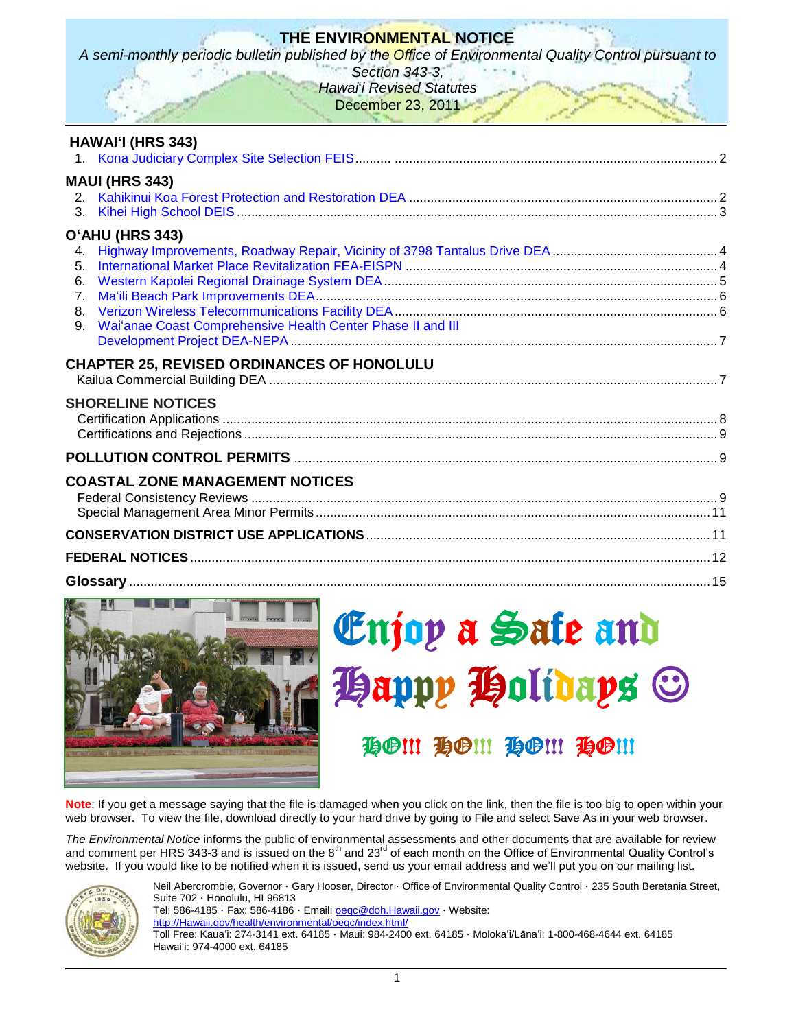# THE ENVIRONMENTAL NOTICE

*A semi-monthly periodic bulletin published by the Office of Environmental Quality Control pursuant to Section 343-3, Hawai'i Revised Statutes*

December 23, 2011

## HAWAIʻI (HRS 343)

1. Kona Judiciary Complex Site Selection FEIS .......... 2

## MAUI (HRS 343)

2. Kahikinui Koa Forest Protection and Restoration DEA .......... 2
3. Kihei High School DEIS .......... 3

## OʻAHU (HRS 343)

4. Highway Improvements, Roadway Repair, Vicinity of 3798 Tantalus Drive DEA .......... 4
5. International Market Place Revitalization FEA-EISPN .......... 4
6. Western Kapolei Regional Drainage System DEA .......... 5
7. Maʻili Beach Park Improvements DEA .......... 6
8. Verizon Wireless Telecommunications Facility DEA .......... 6
9. Waiʻanae Coast Comprehensive Health Center Phase II and III Development Project DEA-NEPA .......... 7

## CHAPTER 25, REVISED ORDINANCES OF HONOLULU

Kailua Commercial Building DEA .......... 7

## SHORELINE NOTICES

Certification Applications .......... 8

Certifications and Rejections .......... 9

## POLLUTION CONTROL PERMITS .......... 9

## COASTAL ZONE MANAGEMENT NOTICES

Federal Consistency Reviews .......... 9

Special Management Area Minor Permits .......... 11

## CONSERVATION DISTRICT USE APPLICATIONS .......... 11

## FEDERAL NOTICES .......... 12

## Glossary .......... 15

**Enjoy a Safe and Happy Holidays ☺**

**HO!!! HO!!! HO!!! HO!!!**

**Note**: If you get a message saying that the file is damaged when you click on the link, then the file is too big to open within your web browser. To view the file, download directly to your hard drive by going to File and select Save As in your web browser.

*The Environmental Notice* informs the public of environmental assessments and other documents that are available for review and comment per HRS 343-3 and is issued on the 8th and 23rd of each month on the Office of Environmental Quality Control's website. If you would like to be notified when it is issued, send us your email address and we'll put you on our mailing list.

Neil Abercrombie, Governor · Gary Hooser, Director · Office of Environmental Quality Control · 235 South Beretania Street, Suite 702 · Honolulu, HI 96813

Tel: 586-4185 · Fax: 586-4186 · Email: oeqc@doh.Hawaii.gov · Website: http://Hawaii.gov/health/environmental/oeqc/index.html/

Toll Free: Kauaʻi: 274-3141 ext. 64185 · Maui: 984-2400 ext. 64185 · Molokaʻi/Lānaʻi: 1-800-468-4644 ext. 64185 Hawaiʻi: 974-4000 ext. 64185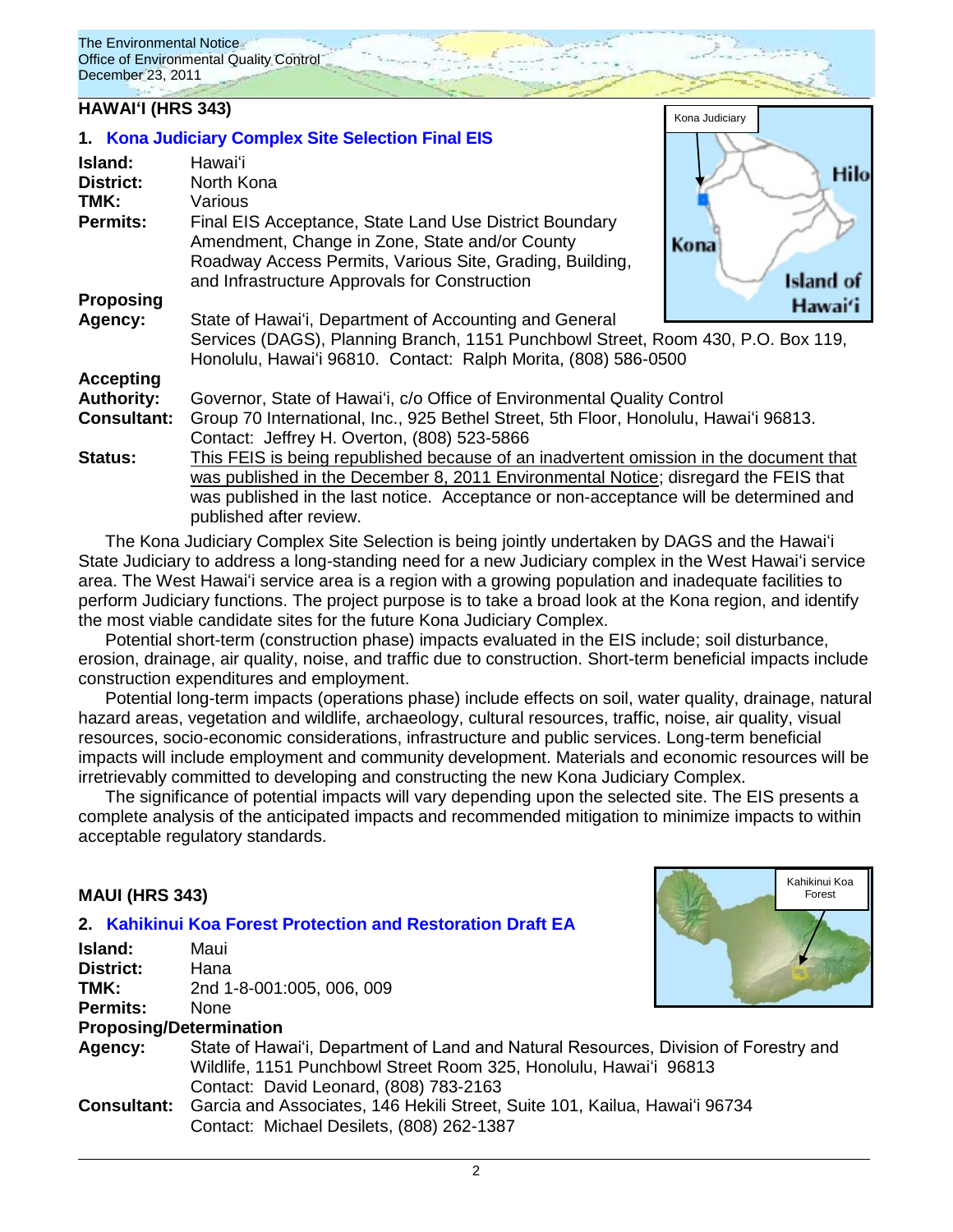## HAWAI'I (HRS 343)

### 1. Kona Judiciary Complex Site Selection Final EIS

**Island:** Hawai'i
**District:** North Kona
**TMK:** Various
**Permits:** Final EIS Acceptance, State Land Use District Boundary Amendment, Change in Zone, State and/or County Roadway Access Permits, Various Site, Grading, Building, and Infrastructure Approvals for Construction
**Proposing Agency:** State of Hawai'i, Department of Accounting and General Services (DAGS), Planning Branch, 1151 Punchbowl Street, Room 430, P.O. Box 119, Honolulu, Hawai'i 96810. Contact: Ralph Morita, (808) 586-0500
**Accepting Authority:** Governor, State of Hawai'i, c/o Office of Environmental Quality Control
**Consultant:** Group 70 International, Inc., 925 Bethel Street, 5th Floor, Honolulu, Hawai'i 96813. Contact: Jeffrey H. Overton, (808) 523-5866
**Status:** This FEIS is being republished because of an inadvertent omission in the document that was published in the December 8, 2011 Environmental Notice; disregard the FEIS that was published in the last notice. Acceptance or non-acceptance will be determined and published after review.

The Kona Judiciary Complex Site Selection is being jointly undertaken by DAGS and the Hawai'i State Judiciary to address a long-standing need for a new Judiciary complex in the West Hawai'i service area. The West Hawai'i service area is a region with a growing population and inadequate facilities to perform Judiciary functions. The project purpose is to take a broad look at the Kona region, and identify the most viable candidate sites for the future Kona Judiciary Complex.

Potential short-term (construction phase) impacts evaluated in the EIS include; soil disturbance, erosion, drainage, air quality, noise, and traffic due to construction. Short-term beneficial impacts include construction expenditures and employment.

Potential long-term impacts (operations phase) include effects on soil, water quality, drainage, natural hazard areas, vegetation and wildlife, archaeology, cultural resources, traffic, noise, air quality, visual resources, socio-economic considerations, infrastructure and public services. Long-term beneficial impacts will include employment and community development. Materials and economic resources will be irretrievably committed to developing and constructing the new Kona Judiciary Complex.

The significance of potential impacts will vary depending upon the selected site. The EIS presents a complete analysis of the anticipated impacts and recommended mitigation to minimize impacts to within acceptable regulatory standards.

## MAUI (HRS 343)

### 2. Kahikinui Koa Forest Protection and Restoration Draft EA

**Island:** Maui
**District:** Hana
**TMK:** 2nd 1-8-001:005, 006, 009
**Permits:** None
**Proposing/Determination Agency:** State of Hawai'i, Department of Land and Natural Resources, Division of Forestry and Wildlife, 1151 Punchbowl Street Room 325, Honolulu, Hawai'i 96813
Contact: David Leonard, (808) 783-2163
**Consultant:** Garcia and Associates, 146 Hekili Street, Suite 101, Kailua, Hawai'i 96734
Contact: Michael Desilets, (808) 262-1387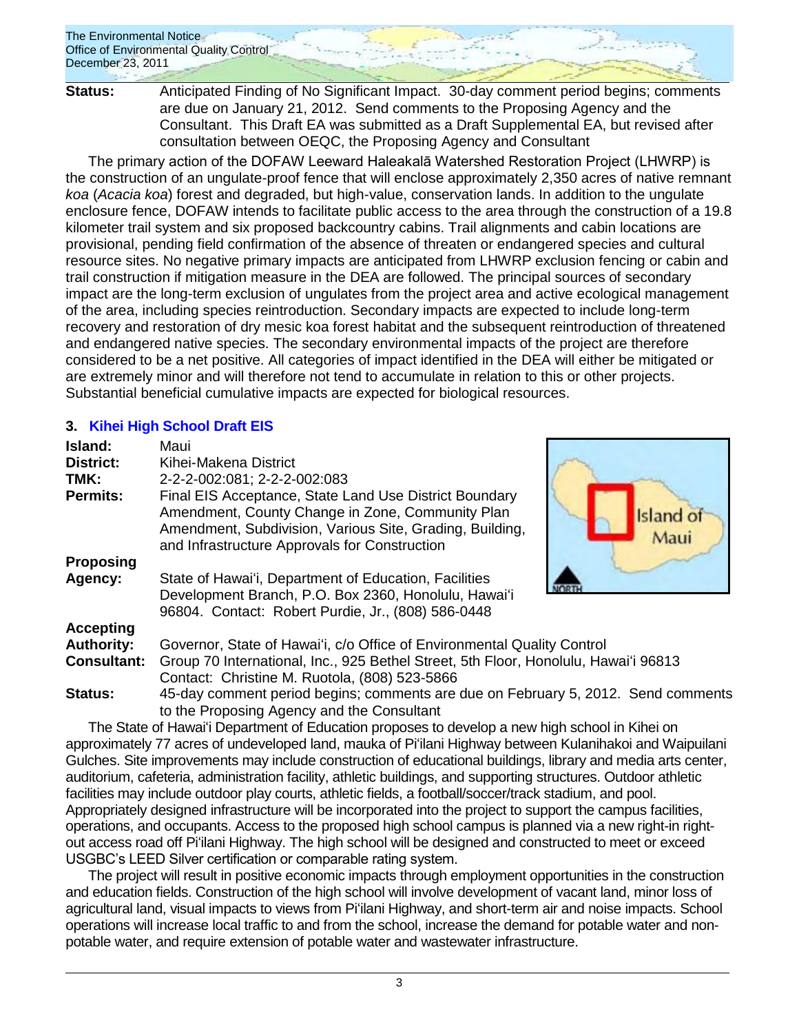**Status:** Anticipated Finding of No Significant Impact. 30-day comment period begins; comments are due on January 21, 2012. Send comments to the Proposing Agency and the Consultant. This Draft EA was submitted as a Draft Supplemental EA, but revised after consultation between OEQC, the Proposing Agency and Consultant

The primary action of the DOFAW Leeward Haleakalā Watershed Restoration Project (LHWRP) is the construction of an ungulate-proof fence that will enclose approximately 2,350 acres of native remnant *koa* (*Acacia koa*) forest and degraded, but high-value, conservation lands. In addition to the ungulate enclosure fence, DOFAW intends to facilitate public access to the area through the construction of a 19.8 kilometer trail system and six proposed backcountry cabins. Trail alignments and cabin locations are provisional, pending field confirmation of the absence of threaten or endangered species and cultural resource sites. No negative primary impacts are anticipated from LHWRP exclusion fencing or cabin and trail construction if mitigation measure in the DEA are followed. The principal sources of secondary impact are the long-term exclusion of ungulates from the project area and active ecological management of the area, including species reintroduction. Secondary impacts are expected to include long-term recovery and restoration of dry mesic koa forest habitat and the subsequent reintroduction of threatened and endangered native species. The secondary environmental impacts of the project are therefore considered to be a net positive. All categories of impact identified in the DEA will either be mitigated or are extremely minor and will therefore not tend to accumulate in relation to this or other projects. Substantial beneficial cumulative impacts are expected for biological resources.

### 3. Kihei High School Draft EIS

**Island:** Maui

**District:** Kihei-Makena District

**TMK:** 2-2-2-002:081; 2-2-2-002:083

**Permits:** Final EIS Acceptance, State Land Use District Boundary Amendment, County Change in Zone, Community Plan Amendment, Subdivision, Various Site, Grading, Building, and Infrastructure Approvals for Construction

**Proposing Agency:** State of Hawaiʻi, Department of Education, Facilities Development Branch, P.O. Box 2360, Honolulu, Hawaiʻi 96804. Contact: Robert Purdie, Jr., (808) 586-0448

**Accepting Authority:** Governor, State of Hawaiʻi, c/o Office of Environmental Quality Control

**Consultant:** Group 70 International, Inc., 925 Bethel Street, 5th Floor, Honolulu, Hawaiʻi 96813 Contact: Christine M. Ruotola, (808) 523-5866

**Status:** 45-day comment period begins; comments are due on February 5, 2012. Send comments to the Proposing Agency and the Consultant

The State of Hawaiʻi Department of Education proposes to develop a new high school in Kihei on approximately 77 acres of undeveloped land, mauka of Piʻilani Highway between Kulanihakoi and Waipuilani Gulches. Site improvements may include construction of educational buildings, library and media arts center, auditorium, cafeteria, administration facility, athletic buildings, and supporting structures. Outdoor athletic facilities may include outdoor play courts, athletic fields, a football/soccer/track stadium, and pool. Appropriately designed infrastructure will be incorporated into the project to support the campus facilities, operations, and occupants. Access to the proposed high school campus is planned via a new right-in right-out access road off Piʻilani Highway. The high school will be designed and constructed to meet or exceed USGBC's LEED Silver certification or comparable rating system.

The project will result in positive economic impacts through employment opportunities in the construction and education fields. Construction of the high school will involve development of vacant land, minor loss of agricultural land, visual impacts to views from Piʻilani Highway, and short-term air and noise impacts. School operations will increase local traffic to and from the school, increase the demand for potable water and non-potable water, and require extension of potable water and wastewater infrastructure.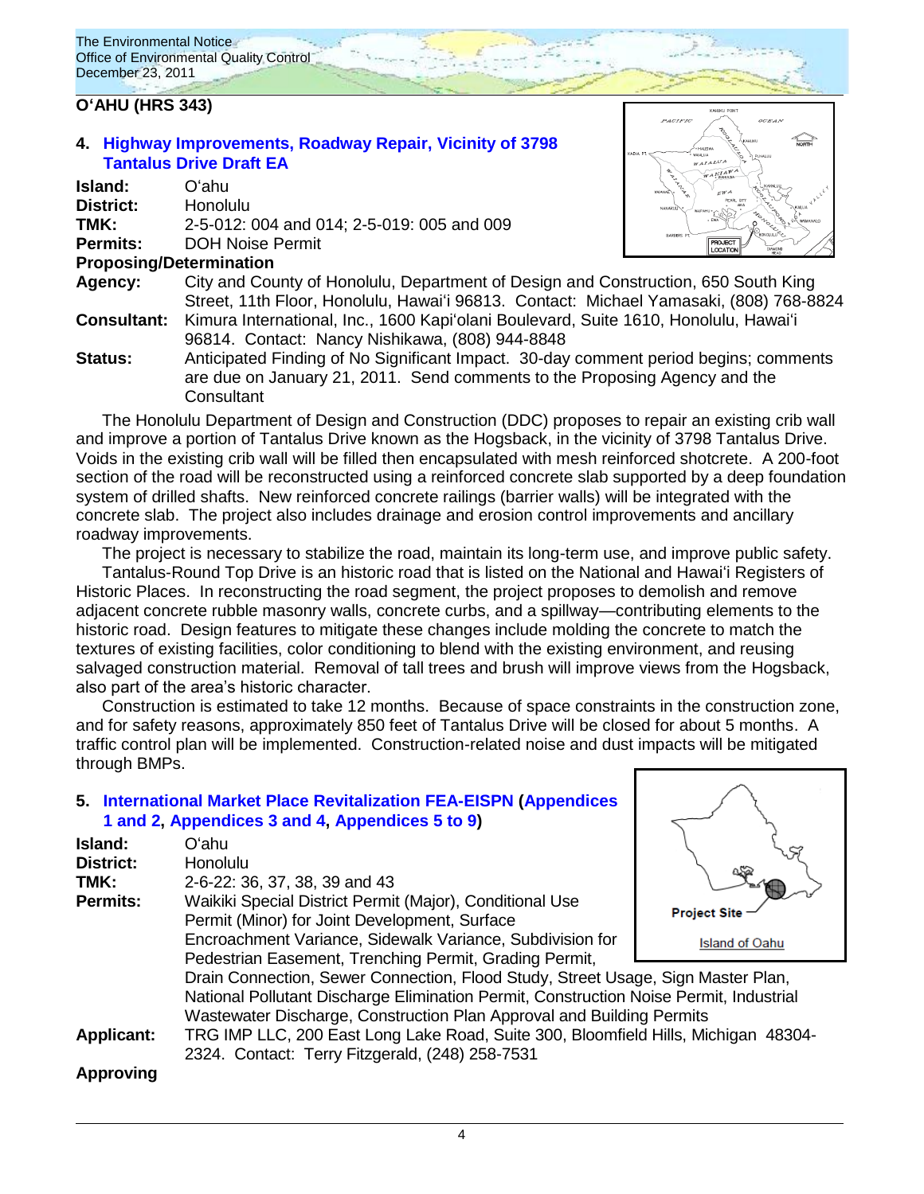## O'AHU (HRS 343)

### 4. Highway Improvements, Roadway Repair, Vicinity of 3798 Tantalus Drive Draft EA

**Island:** O'ahu
**District:** Honolulu
**TMK:** 2-5-012: 004 and 014; 2-5-019: 005 and 009
**Permits:** DOH Noise Permit

**Proposing/Determination**

**Agency:** City and County of Honolulu, Department of Design and Construction, 650 South King Street, 11th Floor, Honolulu, Hawai'i 96813. Contact: Michael Yamasaki, (808) 768-8824

**Consultant:** Kimura International, Inc., 1600 Kapi'olani Boulevard, Suite 1610, Honolulu, Hawai'i 96814. Contact: Nancy Nishikawa, (808) 944-8848

**Status:** Anticipated Finding of No Significant Impact. 30-day comment period begins; comments are due on January 21, 2011. Send comments to the Proposing Agency and the Consultant

The Honolulu Department of Design and Construction (DDC) proposes to repair an existing crib wall and improve a portion of Tantalus Drive known as the Hogsback, in the vicinity of 3798 Tantalus Drive. Voids in the existing crib wall will be filled then encapsulated with mesh reinforced shotcrete. A 200-foot section of the road will be reconstructed using a reinforced concrete slab supported by a deep foundation system of drilled shafts. New reinforced concrete railings (barrier walls) will be integrated with the concrete slab. The project also includes drainage and erosion control improvements and ancillary roadway improvements.

The project is necessary to stabilize the road, maintain its long-term use, and improve public safety.

Tantalus-Round Top Drive is an historic road that is listed on the National and Hawai'i Registers of Historic Places. In reconstructing the road segment, the project proposes to demolish and remove adjacent concrete rubble masonry walls, concrete curbs, and a spillway—contributing elements to the historic road. Design features to mitigate these changes include molding the concrete to match the textures of existing facilities, color conditioning to blend with the existing environment, and reusing salvaged construction material. Removal of tall trees and brush will improve views from the Hogsback, also part of the area's historic character.

Construction is estimated to take 12 months. Because of space constraints in the construction zone, and for safety reasons, approximately 850 feet of Tantalus Drive will be closed for about 5 months. A traffic control plan will be implemented. Construction-related noise and dust impacts will be mitigated through BMPs.

### 5. International Market Place Revitalization FEA-EISPN (Appendices 1 and 2, Appendices 3 and 4, Appendices 5 to 9)

**Island:** O'ahu
**District:** Honolulu
**TMK:** 2-6-22: 36, 37, 38, 39 and 43
**Permits:** Waikiki Special District Permit (Major), Conditional Use Permit (Minor) for Joint Development, Surface Encroachment Variance, Sidewalk Variance, Subdivision for Pedestrian Easement, Trenching Permit, Grading Permit, Drain Connection, Sewer Connection, Flood Study, Street Usage, Sign Master Plan, National Pollutant Discharge Elimination Permit, Construction Noise Permit, Industrial Wastewater Discharge, Construction Plan Approval and Building Permits

**Applicant:** TRG IMP LLC, 200 East Long Lake Road, Suite 300, Bloomfield Hills, Michigan 48304-2324. Contact: Terry Fitzgerald, (248) 258-7531

**Approving**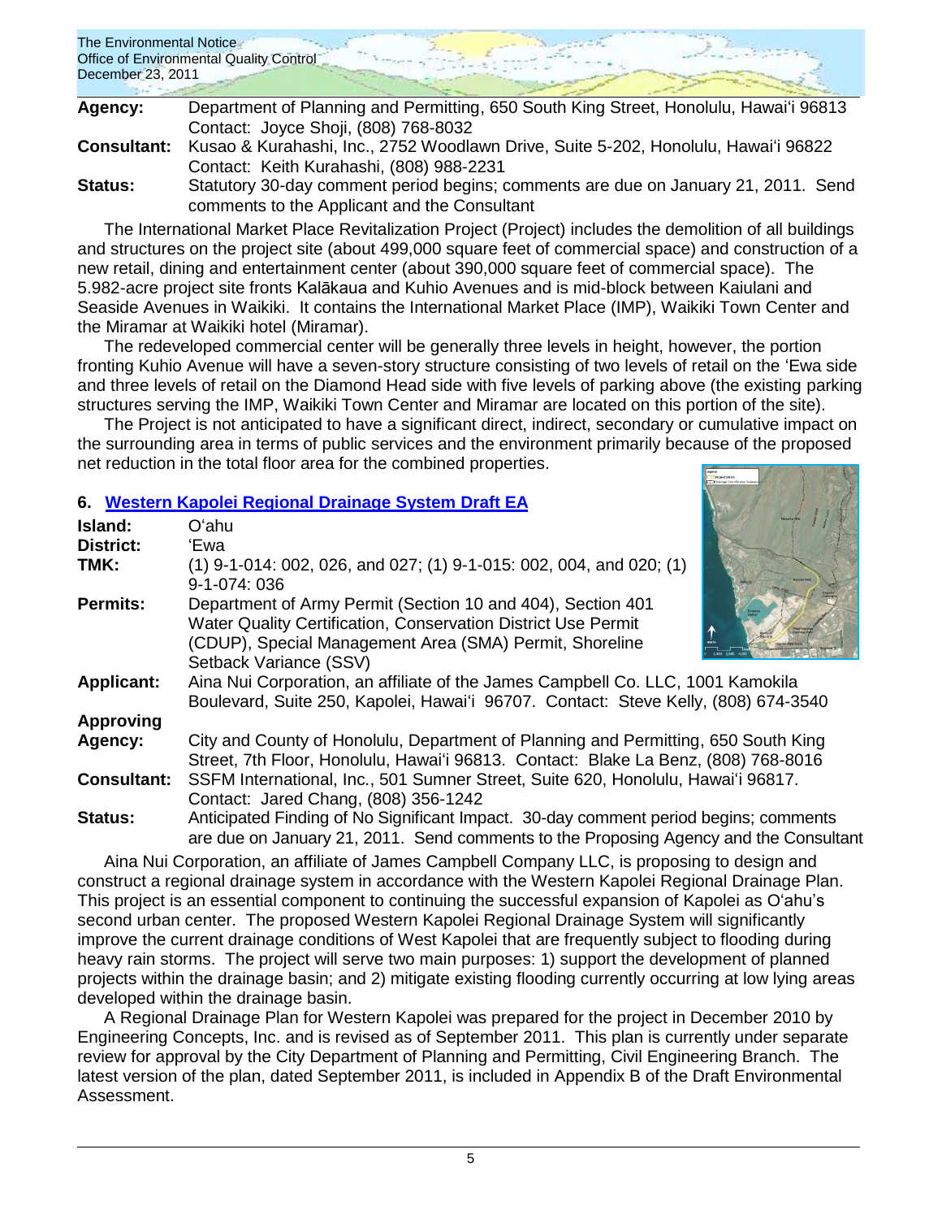**Agency:** Department of Planning and Permitting, 650 South King Street, Honolulu, Hawaiʻi 96813
Contact: Joyce Shoji, (808) 768-8032

**Consultant:** Kusao & Kurahashi, Inc., 2752 Woodlawn Drive, Suite 5-202, Honolulu, Hawaiʻi 96822
Contact: Keith Kurahashi, (808) 988-2231

**Status:** Statutory 30-day comment period begins; comments are due on January 21, 2011. Send comments to the Applicant and the Consultant

The International Market Place Revitalization Project (Project) includes the demolition of all buildings and structures on the project site (about 499,000 square feet of commercial space) and construction of a new retail, dining and entertainment center (about 390,000 square feet of commercial space). The 5.982-acre project site fronts Kalākaua and Kuhio Avenues and is mid-block between Kaiulani and Seaside Avenues in Waikiki. It contains the International Market Place (IMP), Waikiki Town Center and the Miramar at Waikiki hotel (Miramar).

The redeveloped commercial center will be generally three levels in height, however, the portion fronting Kuhio Avenue will have a seven-story structure consisting of two levels of retail on the ʻEwa side and three levels of retail on the Diamond Head side with five levels of parking above (the existing parking structures serving the IMP, Waikiki Town Center and Miramar are located on this portion of the site).

The Project is not anticipated to have a significant direct, indirect, secondary or cumulative impact on the surrounding area in terms of public services and the environment primarily because of the proposed net reduction in the total floor area for the combined properties.

## 6. Western Kapolei Regional Drainage System Draft EA

**Island:** Oʻahu

**District:** ʻEwa

**TMK:** (1) 9-1-014: 002, 026, and 027; (1) 9-1-015: 002, 004, and 020; (1) 9-1-074: 036

**Permits:** Department of Army Permit (Section 10 and 404), Section 401 Water Quality Certification, Conservation District Use Permit (CDUP), Special Management Area (SMA) Permit, Shoreline Setback Variance (SSV)

**Applicant:** Aina Nui Corporation, an affiliate of the James Campbell Co. LLC, 1001 Kamokila Boulevard, Suite 250, Kapolei, Hawaiʻi 96707. Contact: Steve Kelly, (808) 674-3540

**Approving Agency:** City and County of Honolulu, Department of Planning and Permitting, 650 South King Street, 7th Floor, Honolulu, Hawaiʻi 96813. Contact: Blake La Benz, (808) 768-8016

**Consultant:** SSFM International, Inc., 501 Sumner Street, Suite 620, Honolulu, Hawaiʻi 96817. Contact: Jared Chang, (808) 356-1242

**Status:** Anticipated Finding of No Significant Impact. 30-day comment period begins; comments are due on January 21, 2011. Send comments to the Proposing Agency and the Consultant

Aina Nui Corporation, an affiliate of James Campbell Company LLC, is proposing to design and construct a regional drainage system in accordance with the Western Kapolei Regional Drainage Plan. This project is an essential component to continuing the successful expansion of Kapolei as Oʻahu's second urban center. The proposed Western Kapolei Regional Drainage System will significantly improve the current drainage conditions of West Kapolei that are frequently subject to flooding during heavy rain storms. The project will serve two main purposes: 1) support the development of planned projects within the drainage basin; and 2) mitigate existing flooding currently occurring at low lying areas developed within the drainage basin.

A Regional Drainage Plan for Western Kapolei was prepared for the project in December 2010 by Engineering Concepts, Inc. and is revised as of September 2011. This plan is currently under separate review for approval by the City Department of Planning and Permitting, Civil Engineering Branch. The latest version of the plan, dated September 2011, is included in Appendix B of the Draft Environmental Assessment.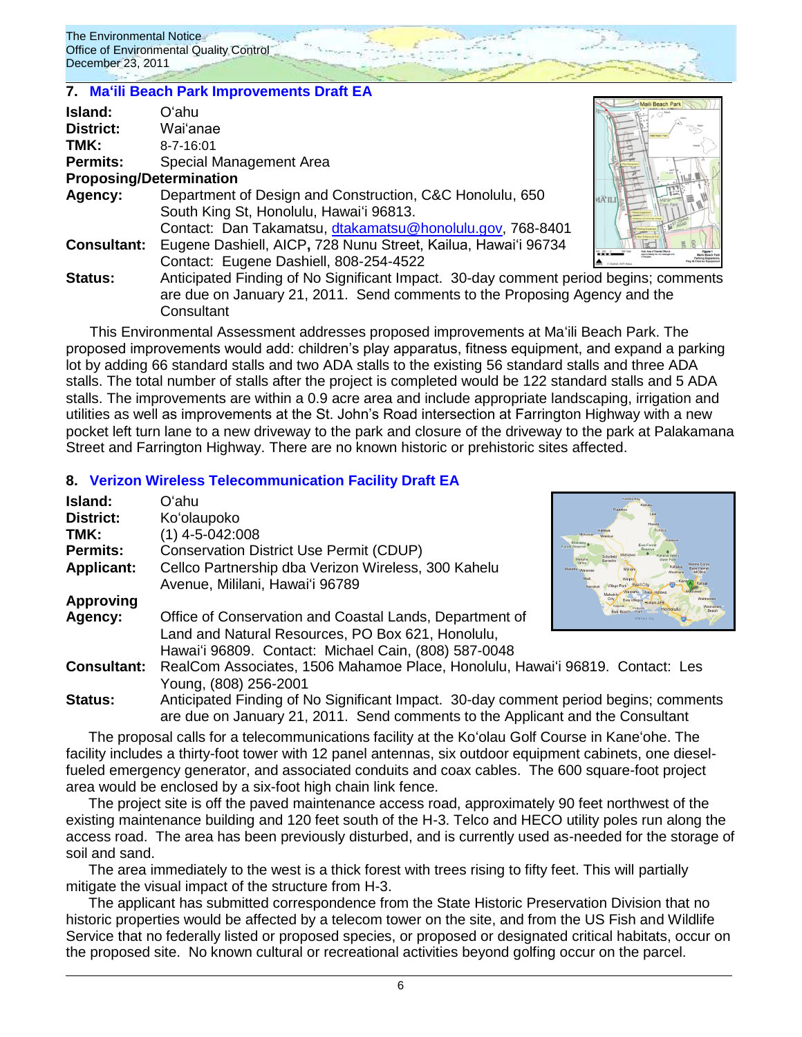## 7. Maʻili Beach Park Improvements Draft EA

**Island:** Oʻahu
**District:** Waiʻanae
**TMK:** 8-7-16:01
**Permits:** Special Management Area

**Proposing/Determination**

**Agency:** Department of Design and Construction, C&C Honolulu, 650 South King St, Honolulu, Hawaiʻi 96813.
Contact: Dan Takamatsu, dtakamatsu@honolulu.gov, 768-8401

**Consultant:** Eugene Dashiell, AICP**,** 728 Nunu Street, Kailua, Hawaiʻi 96734
Contact: Eugene Dashiell, 808-254-4522

**Status:** Anticipated Finding of No Significant Impact. 30-day comment period begins; comments are due on January 21, 2011. Send comments to the Proposing Agency and the Consultant

This Environmental Assessment addresses proposed improvements at Maʻili Beach Park. The proposed improvements would add: children's play apparatus, fitness equipment, and expand a parking lot by adding 66 standard stalls and two ADA stalls to the existing 56 standard stalls and three ADA stalls. The total number of stalls after the project is completed would be 122 standard stalls and 5 ADA stalls. The improvements are within a 0.9 acre area and include appropriate landscaping, irrigation and utilities as well as improvements at the St. John's Road intersection at Farrington Highway with a new pocket left turn lane to a new driveway to the park and closure of the driveway to the park at Palakamana Street and Farrington Highway. There are no known historic or prehistoric sites affected.

## 8. Verizon Wireless Telecommunication Facility Draft EA

**Island:** Oʻahu
**District:** Koʻolaupoko
**TMK:** (1) 4-5-042:008
**Permits:** Conservation District Use Permit (CDUP)
**Applicant:** Cellco Partnership dba Verizon Wireless, 300 Kahelu Avenue, Mililani, Hawaiʻi 96789

**Approving Agency:** Office of Conservation and Coastal Lands, Department of Land and Natural Resources, PO Box 621, Honolulu, Hawaiʻi 96809. Contact: Michael Cain, (808) 587-0048

**Consultant:** RealCom Associates, 1506 Mahamoe Place, Honolulu, Hawaiʻi 96819. Contact: Les Young, (808) 256-2001

**Status:** Anticipated Finding of No Significant Impact. 30-day comment period begins; comments are due on January 21, 2011. Send comments to the Applicant and the Consultant

The proposal calls for a telecommunications facility at the Koʻolau Golf Course in Kaneʻohe. The facility includes a thirty-foot tower with 12 panel antennas, six outdoor equipment cabinets, one diesel-fueled emergency generator, and associated conduits and coax cables. The 600 square-foot project area would be enclosed by a six-foot high chain link fence.

The project site is off the paved maintenance access road, approximately 90 feet northwest of the existing maintenance building and 120 feet south of the H-3. Telco and HECO utility poles run along the access road. The area has been previously disturbed, and is currently used as-needed for the storage of soil and sand.

The area immediately to the west is a thick forest with trees rising to fifty feet. This will partially mitigate the visual impact of the structure from H-3.

The applicant has submitted correspondence from the State Historic Preservation Division that no historic properties would be affected by a telecom tower on the site, and from the US Fish and Wildlife Service that no federally listed or proposed species, or proposed or designated critical habitats, occur on the proposed site. No known cultural or recreational activities beyond golfing occur on the parcel.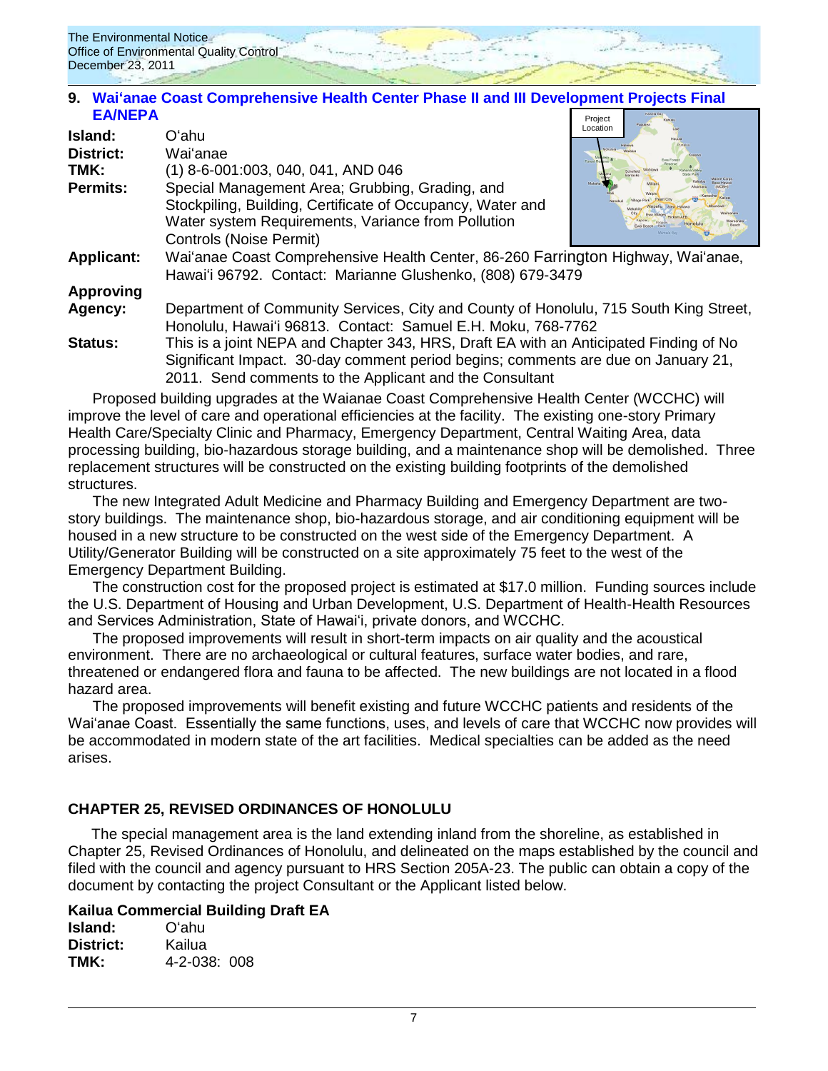## 9. Wai'anae Coast Comprehensive Health Center Phase II and III Development Projects Final EA/NEPA

**Island:** O'ahu

**District:** Wai'anae

**TMK:** (1) 8-6-001:003, 040, 041, AND 046

**Permits:** Special Management Area; Grubbing, Grading, and Stockpiling, Building, Certificate of Occupancy, Water and Water system Requirements, Variance from Pollution Controls (Noise Permit)

**Applicant:** Wai'anae Coast Comprehensive Health Center, 86-260 Farrington Highway, Wai'anae, Hawai'i 96792. Contact: Marianne Glushenko, (808) 679-3479

**Approving Agency:** Department of Community Services, City and County of Honolulu, 715 South King Street, Honolulu, Hawai'i 96813. Contact: Samuel E.H. Moku, 768-7762

**Status:** This is a joint NEPA and Chapter 343, HRS, Draft EA with an Anticipated Finding of No Significant Impact. 30-day comment period begins; comments are due on January 21, 2011. Send comments to the Applicant and the Consultant

Proposed building upgrades at the Waianae Coast Comprehensive Health Center (WCCHC) will improve the level of care and operational efficiencies at the facility. The existing one-story Primary Health Care/Specialty Clinic and Pharmacy, Emergency Department, Central Waiting Area, data processing building, bio-hazardous storage building, and a maintenance shop will be demolished. Three replacement structures will be constructed on the existing building footprints of the demolished structures.

The new Integrated Adult Medicine and Pharmacy Building and Emergency Department are two-story buildings. The maintenance shop, bio-hazardous storage, and air conditioning equipment will be housed in a new structure to be constructed on the west side of the Emergency Department. A Utility/Generator Building will be constructed on a site approximately 75 feet to the west of the Emergency Department Building.

The construction cost for the proposed project is estimated at $17.0 million. Funding sources include the U.S. Department of Housing and Urban Development, U.S. Department of Health-Health Resources and Services Administration, State of Hawai'i, private donors, and WCCHC.

The proposed improvements will result in short-term impacts on air quality and the acoustical environment. There are no archaeological or cultural features, surface water bodies, and rare, threatened or endangered flora and fauna to be affected. The new buildings are not located in a flood hazard area.

The proposed improvements will benefit existing and future WCCHC patients and residents of the Wai'anae Coast. Essentially the same functions, uses, and levels of care that WCCHC now provides will be accommodated in modern state of the art facilities. Medical specialties can be added as the need arises.

## CHAPTER 25, REVISED ORDINANCES OF HONOLULU

The special management area is the land extending inland from the shoreline, as established in Chapter 25, Revised Ordinances of Honolulu, and delineated on the maps established by the council and filed with the council and agency pursuant to HRS Section 205A-23. The public can obtain a copy of the document by contacting the project Consultant or the Applicant listed below.

### Kailua Commercial Building Draft EA

**Island:** O'ahu

**District:** Kailua

**TMK:** 4-2-038: 008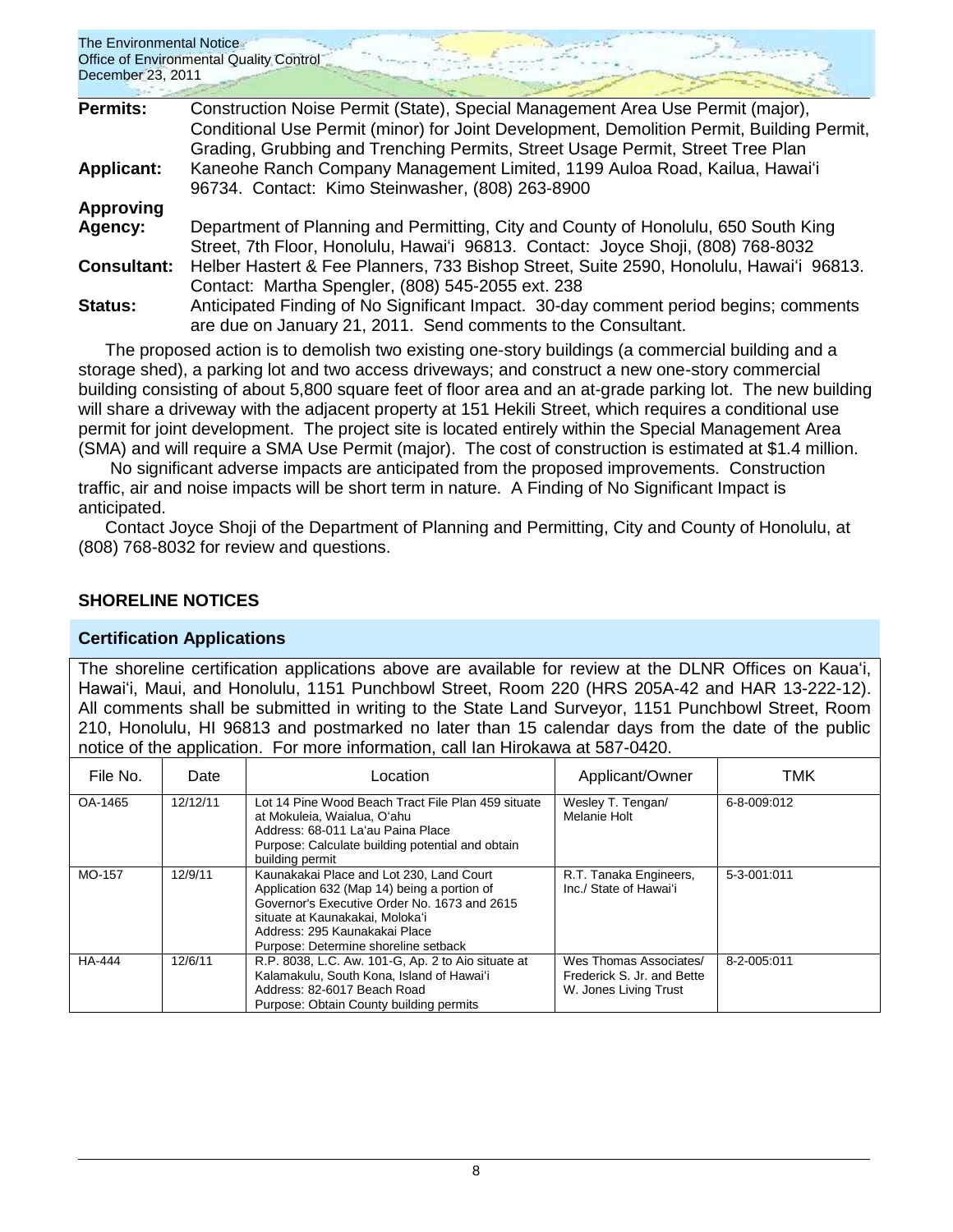**Permits:** Construction Noise Permit (State), Special Management Area Use Permit (major), Conditional Use Permit (minor) for Joint Development, Demolition Permit, Building Permit, Grading, Grubbing and Trenching Permits, Street Usage Permit, Street Tree Plan

**Applicant:** Kaneohe Ranch Company Management Limited, 1199 Auloa Road, Kailua, Hawai'i 96734. Contact: Kimo Steinwasher, (808) 263-8900

**Approving Agency:** Department of Planning and Permitting, City and County of Honolulu, 650 South King Street, 7th Floor, Honolulu, Hawai'i 96813. Contact: Joyce Shoji, (808) 768-8032

**Consultant:** Helber Hastert & Fee Planners, 733 Bishop Street, Suite 2590, Honolulu, Hawai'i 96813. Contact: Martha Spengler, (808) 545-2055 ext. 238

**Status:** Anticipated Finding of No Significant Impact. 30-day comment period begins; comments are due on January 21, 2011. Send comments to the Consultant.

The proposed action is to demolish two existing one-story buildings (a commercial building and a storage shed), a parking lot and two access driveways; and construct a new one-story commercial building consisting of about 5,800 square feet of floor area and an at-grade parking lot. The new building will share a driveway with the adjacent property at 151 Hekili Street, which requires a conditional use permit for joint development. The project site is located entirely within the Special Management Area (SMA) and will require a SMA Use Permit (major). The cost of construction is estimated at $1.4 million.

No significant adverse impacts are anticipated from the proposed improvements. Construction traffic, air and noise impacts will be short term in nature. A Finding of No Significant Impact is anticipated.

Contact Joyce Shoji of the Department of Planning and Permitting, City and County of Honolulu, at (808) 768-8032 for review and questions.

## SHORELINE NOTICES

### Certification Applications

The shoreline certification applications above are available for review at the DLNR Offices on Kaua'i, Hawai'i, Maui, and Honolulu, 1151 Punchbowl Street, Room 220 (HRS 205A-42 and HAR 13-222-12). All comments shall be submitted in writing to the State Land Surveyor, 1151 Punchbowl Street, Room 210, Honolulu, HI 96813 and postmarked no later than 15 calendar days from the date of the public notice of the application. For more information, call Ian Hirokawa at 587-0420.

| File No. | Date | Location | Applicant/Owner | TMK |
|---|---|---|---|---|
| OA-1465 | 12/12/11 | Lot 14 Pine Wood Beach Tract File Plan 459 situate at Mokuleia, Waialua, O'ahu<br>Address: 68-011 La'au Paina Place<br>Purpose: Calculate building potential and obtain building permit | Wesley T. Tengan/ Melanie Holt | 6-8-009:012 |
| MO-157 | 12/9/11 | Kaunakakai Place and Lot 230, Land Court Application 632 (Map 14) being a portion of Governor's Executive Order No. 1673 and 2615 situate at Kaunakakai, Moloka'i<br>Address: 295 Kaunakakai Place<br>Purpose: Determine shoreline setback | R.T. Tanaka Engineers, Inc./ State of Hawai'i | 5-3-001:011 |
| HA-444 | 12/6/11 | R.P. 8038, L.C. Aw. 101-G, Ap. 2 to Aio situate at Kalamakulu, South Kona, Island of Hawai'i<br>Address: 82-6017 Beach Road<br>Purpose: Obtain County building permits | Wes Thomas Associates/ Frederick S. Jr. and Bette W. Jones Living Trust | 8-2-005:011 |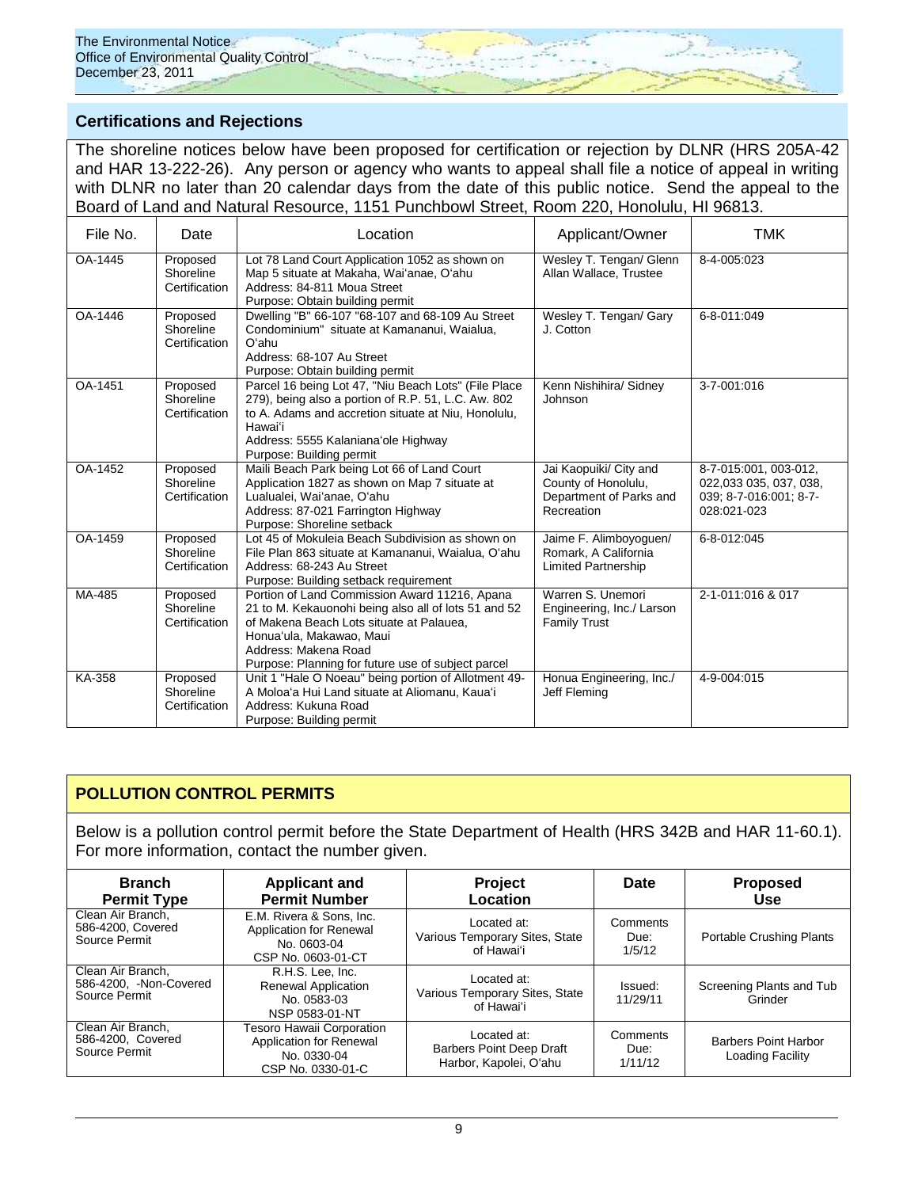## Certifications and Rejections

The shoreline notices below have been proposed for certification or rejection by DLNR (HRS 205A-42 and HAR 13-222-26). Any person or agency who wants to appeal shall file a notice of appeal in writing with DLNR no later than 20 calendar days from the date of this public notice. Send the appeal to the Board of Land and Natural Resource, 1151 Punchbowl Street, Room 220, Honolulu, HI 96813.

| File No. | Date | Location | Applicant/Owner | TMK |
|---|---|---|---|---|
| OA-1445 | Proposed Shoreline Certification | Lot 78 Land Court Application 1052 as shown on Map 5 situate at Makaha, Wai'anae, O'ahu<br>Address: 84-811 Moua Street<br>Purpose: Obtain building permit | Wesley T. Tengan/ Glenn Allan Wallace, Trustee | 8-4-005:023 |
| OA-1446 | Proposed Shoreline Certification | Dwelling "B" 66-107 "68-107 and 68-109 Au Street Condominium" situate at Kamananui, Waialua, O'ahu<br>Address: 68-107 Au Street<br>Purpose: Obtain building permit | Wesley T. Tengan/ Gary J. Cotton | 6-8-011:049 |
| OA-1451 | Proposed Shoreline Certification | Parcel 16 being Lot 47, "Niu Beach Lots" (File Place 279), being also a portion of R.P. 51, L.C. Aw. 802 to A. Adams and accretion situate at Niu, Honolulu, Hawai'i<br>Address: 5555 Kalaniana'ole Highway<br>Purpose: Building permit | Kenn Nishihira/ Sidney Johnson | 3-7-001:016 |
| OA-1452 | Proposed Shoreline Certification | Maili Beach Park being Lot 66 of Land Court Application 1827 as shown on Map 7 situate at Lualualei, Wai'anae, O'ahu<br>Address: 87-021 Farrington Highway<br>Purpose: Shoreline setback | Jai Kaopuiki/ City and County of Honolulu, Department of Parks and Recreation | 8-7-015:001, 003-012, 022,033 035, 037, 038, 039; 8-7-016:001; 8-7-028:021-023 |
| OA-1459 | Proposed Shoreline Certification | Lot 45 of Mokuleia Beach Subdivision as shown on File Plan 863 situate at Kamananui, Waialua, O'ahu<br>Address: 68-243 Au Street<br>Purpose: Building setback requirement | Jaime F. Alimboyoguen/ Romark, A California Limited Partnership | 6-8-012:045 |
| MA-485 | Proposed Shoreline Certification | Portion of Land Commission Award 11216, Apana 21 to M. Kekauonohi being also all of lots 51 and 52 of Makena Beach Lots situate at Palauea, Honua'ula, Makawao, Maui<br>Address: Makena Road<br>Purpose: Planning for future use of subject parcel | Warren S. Unemori Engineering, Inc./ Larson Family Trust | 2-1-011:016 & 017 |
| KA-358 | Proposed Shoreline Certification | Unit 1 "Hale O Noeau" being portion of Allotment 49-A Moloa'a Hui Land situate at Aliomanu, Kaua'i<br>Address: Kukuna Road<br>Purpose: Building permit | Honua Engineering, Inc./ Jeff Fleming | 4-9-004:015 |

## POLLUTION CONTROL PERMITS

Below is a pollution control permit before the State Department of Health (HRS 342B and HAR 11-60.1). For more information, contact the number given.

| Branch Permit Type | Applicant and Permit Number | Project Location | Date | Proposed Use |
|---|---|---|---|---|
| Clean Air Branch, 586-4200, Covered Source Permit | E.M. Rivera & Sons, Inc. Application for Renewal No. 0603-04 CSP No. 0603-01-CT | Located at: Various Temporary Sites, State of Hawai'i | Comments Due: 1/5/12 | Portable Crushing Plants |
| Clean Air Branch, 586-4200, -Non-Covered Source Permit | R.H.S. Lee, Inc. Renewal Application No. 0583-03 NSP 0583-01-NT | Located at: Various Temporary Sites, State of Hawai'i | Issued: 11/29/11 | Screening Plants and Tub Grinder |
| Clean Air Branch, 586-4200, Covered Source Permit | Tesoro Hawaii Corporation Application for Renewal No. 0330-04 CSP No. 0330-01-C | Located at: Barbers Point Deep Draft Harbor, Kapolei, O'ahu | Comments Due: 1/11/12 | Barbers Point Harbor Loading Facility |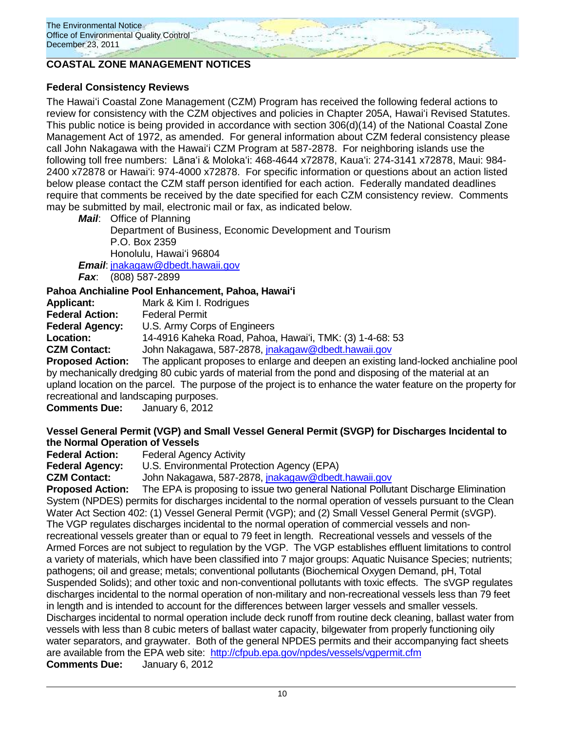## COASTAL ZONE MANAGEMENT NOTICES

### Federal Consistency Reviews

The Hawaiʻi Coastal Zone Management (CZM) Program has received the following federal actions to review for consistency with the CZM objectives and policies in Chapter 205A, Hawaiʻi Revised Statutes. This public notice is being provided in accordance with section 306(d)(14) of the National Coastal Zone Management Act of 1972, as amended. For general information about CZM federal consistency please call John Nakagawa with the Hawaiʻi CZM Program at 587-2878. For neighboring islands use the following toll free numbers: Lānaʻi & Molokaʻi: 468-4644 x72878, Kauaʻi: 274-3141 x72878, Maui: 984-2400 x72878 or Hawaiʻi: 974-4000 x72878. For specific information or questions about an action listed below please contact the CZM staff person identified for each action. Federally mandated deadlines require that comments be received by the date specified for each CZM consistency review. Comments may be submitted by mail, electronic mail or fax, as indicated below.

***Mail***: Office of Planning
Department of Business, Economic Development and Tourism
P.O. Box 2359
Honolulu, Hawaiʻi 96804

***Email***: jnakagaw@dbedt.hawaii.gov

***Fax***: (808) 587-2899

### Pahoa Anchialine Pool Enhancement, Pahoa, Hawaiʻi

**Applicant:** Mark & Kim I. Rodrigues
**Federal Action:** Federal Permit
**Federal Agency:** U.S. Army Corps of Engineers
**Location:** 14-4916 Kaheka Road, Pahoa, Hawaiʻi, TMK: (3) 1-4-68: 53
**CZM Contact:** John Nakagawa, 587-2878, jnakagaw@dbedt.hawaii.gov
**Proposed Action:** The applicant proposes to enlarge and deepen an existing land-locked anchialine pool by mechanically dredging 80 cubic yards of material from the pond and disposing of the material at an upland location on the parcel. The purpose of the project is to enhance the water feature on the property for recreational and landscaping purposes.
**Comments Due:** January 6, 2012

### Vessel General Permit (VGP) and Small Vessel General Permit (SVGP) for Discharges Incidental to the Normal Operation of Vessels

**Federal Action:** Federal Agency Activity
**Federal Agency:** U.S. Environmental Protection Agency (EPA)
**CZM Contact:** John Nakagawa, 587-2878, jnakagaw@dbedt.hawaii.gov
**Proposed Action:** The EPA is proposing to issue two general National Pollutant Discharge Elimination System (NPDES) permits for discharges incidental to the normal operation of vessels pursuant to the Clean Water Act Section 402: (1) Vessel General Permit (VGP); and (2) Small Vessel General Permit (sVGP). The VGP regulates discharges incidental to the normal operation of commercial vessels and non-recreational vessels greater than or equal to 79 feet in length. Recreational vessels and vessels of the Armed Forces are not subject to regulation by the VGP. The VGP establishes effluent limitations to control a variety of materials, which have been classified into 7 major groups: Aquatic Nuisance Species; nutrients; pathogens; oil and grease; metals; conventional pollutants (Biochemical Oxygen Demand, pH, Total Suspended Solids); and other toxic and non-conventional pollutants with toxic effects. The sVGP regulates discharges incidental to the normal operation of non-military and non-recreational vessels less than 79 feet in length and is intended to account for the differences between larger vessels and smaller vessels. Discharges incidental to normal operation include deck runoff from routine deck cleaning, ballast water from vessels with less than 8 cubic meters of ballast water capacity, bilgewater from properly functioning oily water separators, and graywater. Both of the general NPDES permits and their accompanying fact sheets are available from the EPA web site: http://cfpub.epa.gov/npdes/vessels/vgpermit.cfm
**Comments Due:** January 6, 2012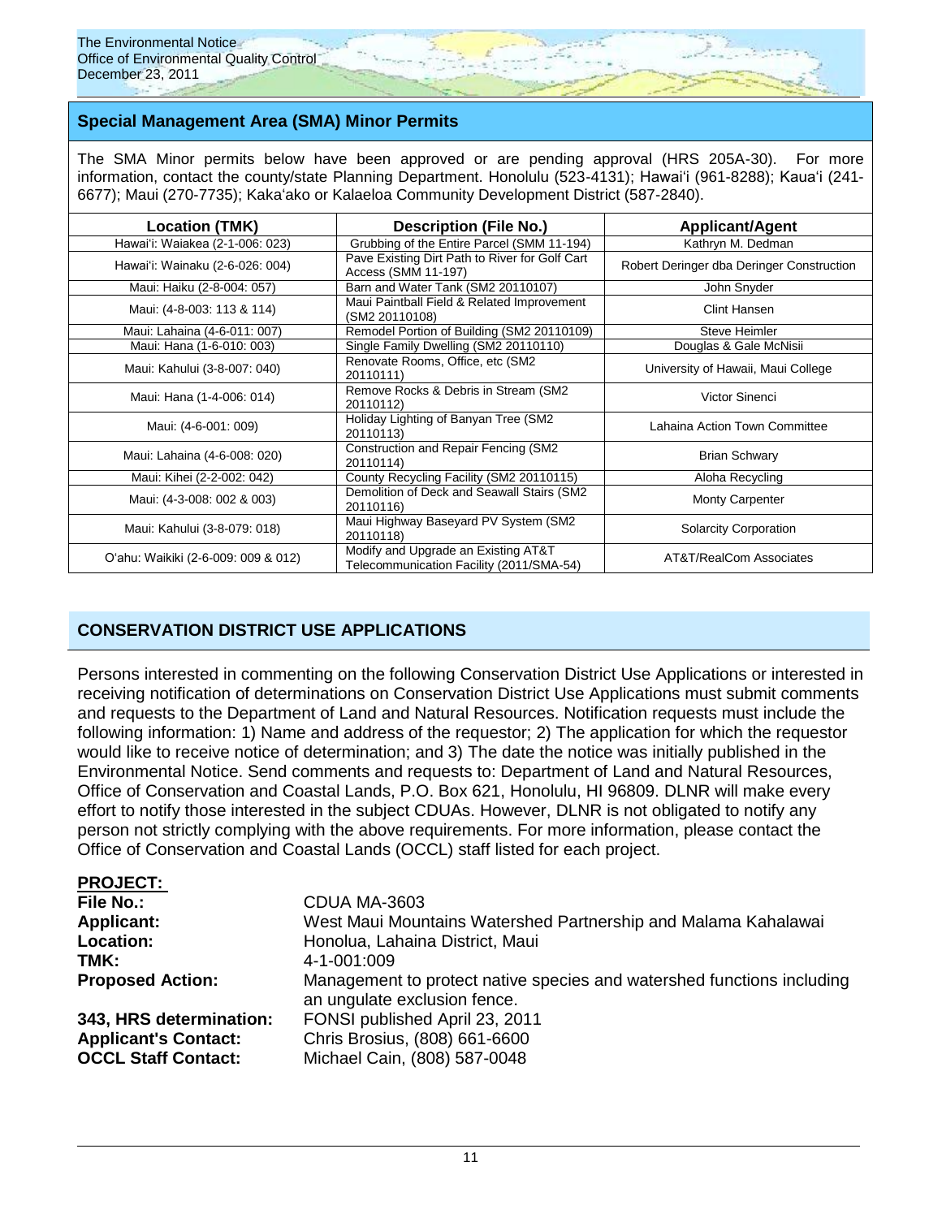## Special Management Area (SMA) Minor Permits

The SMA Minor permits below have been approved or are pending approval (HRS 205A-30). For more information, contact the county/state Planning Department. Honolulu (523-4131); Hawaiʻi (961-8288); Kauaʻi (241-6677); Maui (270-7735); Kakaʻako or Kalaeloa Community Development District (587-2840).

| Location (TMK) | Description (File No.) | Applicant/Agent |
|---|---|---|
| Hawaiʻi: Waiakea (2-1-006: 023) | Grubbing of the Entire Parcel (SMM 11-194) | Kathryn M. Dedman |
| Hawaiʻi: Wainaku (2-6-026: 004) | Pave Existing Dirt Path to River for Golf Cart Access (SMM 11-197) | Robert Deringer dba Deringer Construction |
| Maui: Haiku (2-8-004: 057) | Barn and Water Tank (SM2 20110107) | John Snyder |
| Maui: (4-8-003: 113 & 114) | Maui Paintball Field & Related Improvement (SM2 20110108) | Clint Hansen |
| Maui: Lahaina (4-6-011: 007) | Remodel Portion of Building (SM2 20110109) | Steve Heimler |
| Maui: Hana (1-6-010: 003) | Single Family Dwelling (SM2 20110110) | Douglas & Gale McNisii |
| Maui: Kahului (3-8-007: 040) | Renovate Rooms, Office, etc (SM2 20110111) | University of Hawaii, Maui College |
| Maui: Hana (1-4-006: 014) | Remove Rocks & Debris in Stream (SM2 20110112) | Victor Sinenci |
| Maui: (4-6-001: 009) | Holiday Lighting of Banyan Tree (SM2 20110113) | Lahaina Action Town Committee |
| Maui: Lahaina (4-6-008: 020) | Construction and Repair Fencing (SM2 20110114) | Brian Schwary |
| Maui: Kihei (2-2-002: 042) | County Recycling Facility (SM2 20110115) | Aloha Recycling |
| Maui: (4-3-008: 002 & 003) | Demolition of Deck and Seawall Stairs (SM2 20110116) | Monty Carpenter |
| Maui: Kahului (3-8-079: 018) | Maui Highway Baseyard PV System (SM2 20110118) | Solarcity Corporation |
| Oʻahu: Waikiki (2-6-009: 009 & 012) | Modify and Upgrade an Existing AT&T Telecommunication Facility (2011/SMA-54) | AT&T/RealCom Associates |

## CONSERVATION DISTRICT USE APPLICATIONS

Persons interested in commenting on the following Conservation District Use Applications or interested in receiving notification of determinations on Conservation District Use Applications must submit comments and requests to the Department of Land and Natural Resources. Notification requests must include the following information: 1) Name and address of the requestor; 2) The application for which the requestor would like to receive notice of determination; and 3) The date the notice was initially published in the Environmental Notice. Send comments and requests to: Department of Land and Natural Resources, Office of Conservation and Coastal Lands, P.O. Box 621, Honolulu, HI 96809. DLNR will make every effort to notify those interested in the subject CDUAs. However, DLNR is not obligated to notify any person not strictly complying with the above requirements. For more information, please contact the Office of Conservation and Coastal Lands (OCCL) staff listed for each project.

**PROJECT:**

**File No.:** CDUA MA-3603
**Applicant:** West Maui Mountains Watershed Partnership and Malama Kahalawai
**Location:** Honolua, Lahaina District, Maui
**TMK:** 4-1-001:009
**Proposed Action:** Management to protect native species and watershed functions including an ungulate exclusion fence.
**343, HRS determination:** FONSI published April 23, 2011
**Applicant's Contact:** Chris Brosius, (808) 661-6600
**OCCL Staff Contact:** Michael Cain, (808) 587-0048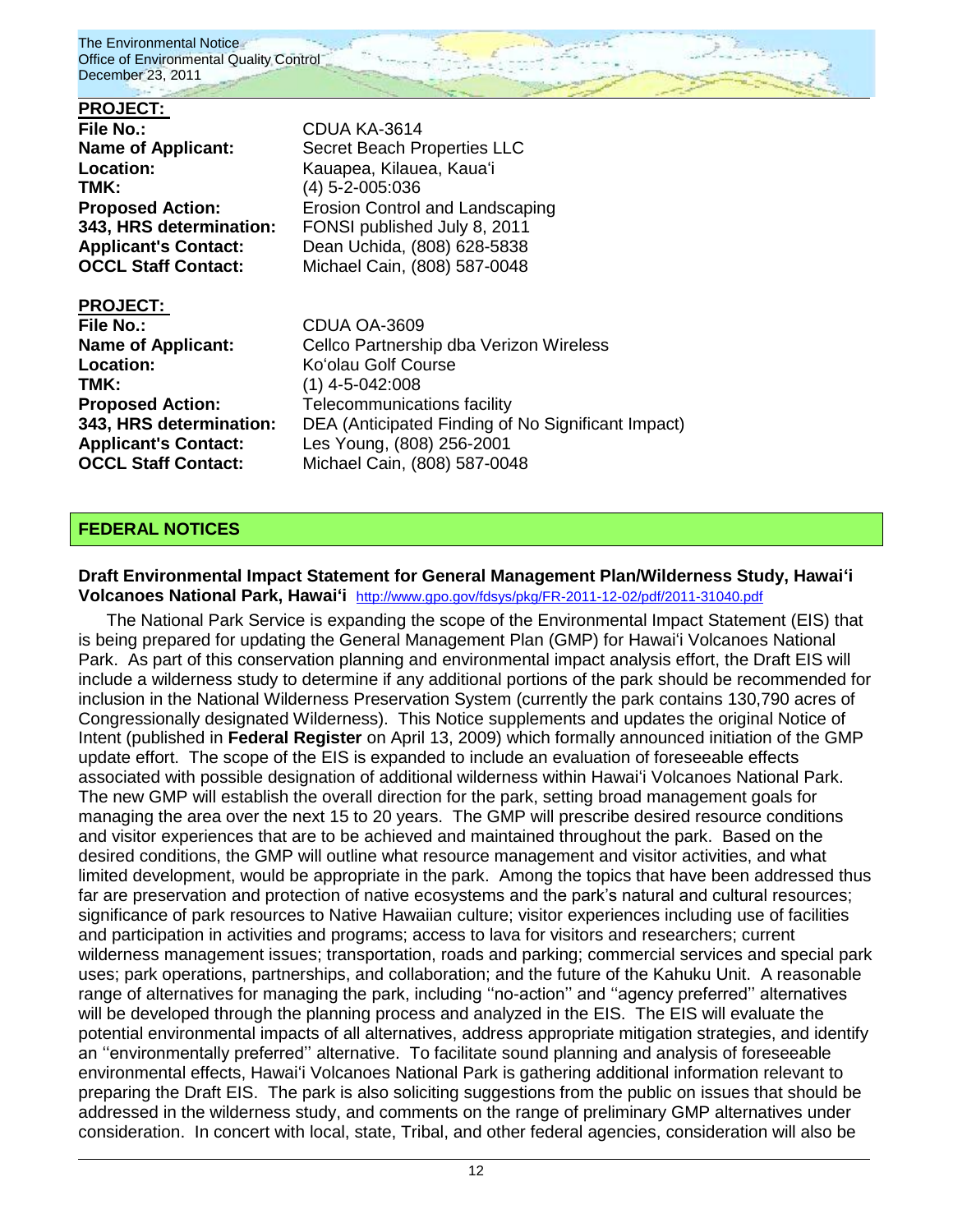**PROJECT:**

**File No.:** CDUA KA-3614
**Name of Applicant:** Secret Beach Properties LLC
**Location:** Kauapea, Kilauea, Kaua'i
**TMK:** (4) 5-2-005:036
**Proposed Action:** Erosion Control and Landscaping
**343, HRS determination:** FONSI published July 8, 2011
**Applicant's Contact:** Dean Uchida, (808) 628-5838
**OCCL Staff Contact:** Michael Cain, (808) 587-0048

**PROJECT:**

**File No.:** CDUA OA-3609
**Name of Applicant:** Cellco Partnership dba Verizon Wireless
**Location:** Ko'olau Golf Course
**TMK:** (1) 4-5-042:008
**Proposed Action:** Telecommunications facility
**343, HRS determination:** DEA (Anticipated Finding of No Significant Impact)
**Applicant's Contact:** Les Young, (808) 256-2001
**OCCL Staff Contact:** Michael Cain, (808) 587-0048

## FEDERAL NOTICES

### Draft Environmental Impact Statement for General Management Plan/Wilderness Study, Hawai'i Volcanoes National Park, Hawai'i

http://www.gpo.gov/fdsys/pkg/FR-2011-12-02/pdf/2011-31040.pdf

The National Park Service is expanding the scope of the Environmental Impact Statement (EIS) that is being prepared for updating the General Management Plan (GMP) for Hawai'i Volcanoes National Park. As part of this conservation planning and environmental impact analysis effort, the Draft EIS will include a wilderness study to determine if any additional portions of the park should be recommended for inclusion in the National Wilderness Preservation System (currently the park contains 130,790 acres of Congressionally designated Wilderness). This Notice supplements and updates the original Notice of Intent (published in **Federal Register** on April 13, 2009) which formally announced initiation of the GMP update effort. The scope of the EIS is expanded to include an evaluation of foreseeable effects associated with possible designation of additional wilderness within Hawai'i Volcanoes National Park. The new GMP will establish the overall direction for the park, setting broad management goals for managing the area over the next 15 to 20 years. The GMP will prescribe desired resource conditions and visitor experiences that are to be achieved and maintained throughout the park. Based on the desired conditions, the GMP will outline what resource management and visitor activities, and what limited development, would be appropriate in the park. Among the topics that have been addressed thus far are preservation and protection of native ecosystems and the park's natural and cultural resources; significance of park resources to Native Hawaiian culture; visitor experiences including use of facilities and participation in activities and programs; access to lava for visitors and researchers; current wilderness management issues; transportation, roads and parking; commercial services and special park uses; park operations, partnerships, and collaboration; and the future of the Kahuku Unit. A reasonable range of alternatives for managing the park, including ''no-action'' and ''agency preferred'' alternatives will be developed through the planning process and analyzed in the EIS. The EIS will evaluate the potential environmental impacts of all alternatives, address appropriate mitigation strategies, and identify an ''environmentally preferred'' alternative. To facilitate sound planning and analysis of foreseeable environmental effects, Hawai'i Volcanoes National Park is gathering additional information relevant to preparing the Draft EIS. The park is also soliciting suggestions from the public on issues that should be addressed in the wilderness study, and comments on the range of preliminary GMP alternatives under consideration. In concert with local, state, Tribal, and other federal agencies, consideration will also be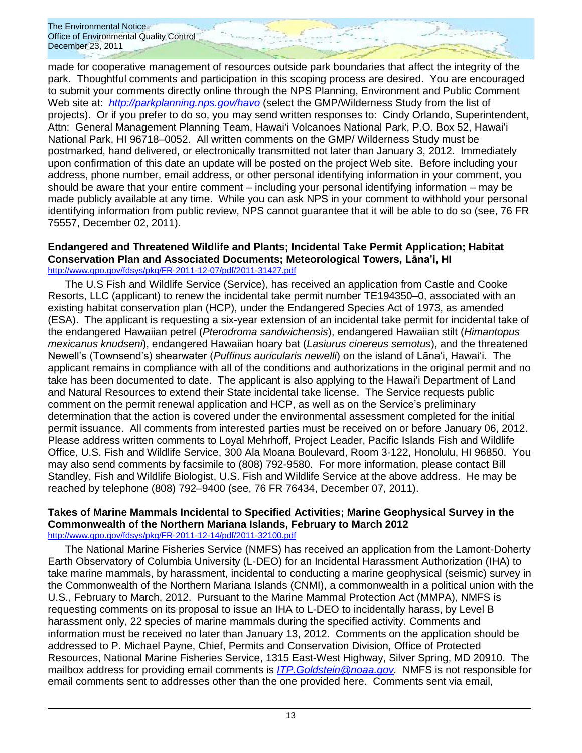made for cooperative management of resources outside park boundaries that affect the integrity of the park. Thoughtful comments and participation in this scoping process are desired. You are encouraged to submit your comments directly online through the NPS Planning, Environment and Public Comment Web site at: *http://parkplanning.nps.gov/havo* (select the GMP/Wilderness Study from the list of projects). Or if you prefer to do so, you may send written responses to: Cindy Orlando, Superintendent, Attn: General Management Planning Team, Hawaiʻi Volcanoes National Park, P.O. Box 52, Hawaiʻi National Park, HI 96718–0052. All written comments on the GMP/ Wilderness Study must be postmarked, hand delivered, or electronically transmitted not later than January 3, 2012. Immediately upon confirmation of this date an update will be posted on the project Web site. Before including your address, phone number, email address, or other personal identifying information in your comment, you should be aware that your entire comment – including your personal identifying information – may be made publicly available at any time. While you can ask NPS in your comment to withhold your personal identifying information from public review, NPS cannot guarantee that it will be able to do so (see, 76 FR 75557, December 02, 2011).

**Endangered and Threatened Wildlife and Plants; Incidental Take Permit Application; Habitat Conservation Plan and Associated Documents; Meteorological Towers, Lānaʻi, HI**
http://www.gpo.gov/fdsys/pkg/FR-2011-12-07/pdf/2011-31427.pdf

The U.S Fish and Wildlife Service (Service), has received an application from Castle and Cooke Resorts, LLC (applicant) to renew the incidental take permit number TE194350–0, associated with an existing habitat conservation plan (HCP), under the Endangered Species Act of 1973, as amended (ESA). The applicant is requesting a six-year extension of an incidental take permit for incidental take of the endangered Hawaiian petrel (*Pterodroma sandwichensis*), endangered Hawaiian stilt (*Himantopus mexicanus knudseni*), endangered Hawaiian hoary bat (*Lasiurus cinereus semotus*), and the threatened Newell's (Townsend's) shearwater (*Puffinus auricularis newelli*) on the island of Lānaʻi, Hawaiʻi. The applicant remains in compliance with all of the conditions and authorizations in the original permit and no take has been documented to date. The applicant is also applying to the Hawaiʻi Department of Land and Natural Resources to extend their State incidental take license. The Service requests public comment on the permit renewal application and HCP, as well as on the Service's preliminary determination that the action is covered under the environmental assessment completed for the initial permit issuance. All comments from interested parties must be received on or before January 06, 2012. Please address written comments to Loyal Mehrhoff, Project Leader, Pacific Islands Fish and Wildlife Office, U.S. Fish and Wildlife Service, 300 Ala Moana Boulevard, Room 3-122, Honolulu, HI 96850. You may also send comments by facsimile to (808) 792-9580. For more information, please contact Bill Standley, Fish and Wildlife Biologist, U.S. Fish and Wildlife Service at the above address. He may be reached by telephone (808) 792–9400 (see, 76 FR 76434, December 07, 2011).

**Takes of Marine Mammals Incidental to Specified Activities; Marine Geophysical Survey in the Commonwealth of the Northern Mariana Islands, February to March 2012**
http://www.gpo.gov/fdsys/pkg/FR-2011-12-14/pdf/2011-32100.pdf

The National Marine Fisheries Service (NMFS) has received an application from the Lamont-Doherty Earth Observatory of Columbia University (L-DEO) for an Incidental Harassment Authorization (IHA) to take marine mammals, by harassment, incidental to conducting a marine geophysical (seismic) survey in the Commonwealth of the Northern Mariana Islands (CNMI), a commonwealth in a political union with the U.S., February to March, 2012. Pursuant to the Marine Mammal Protection Act (MMPA), NMFS is requesting comments on its proposal to issue an IHA to L-DEO to incidentally harass, by Level B harassment only, 22 species of marine mammals during the specified activity. Comments and information must be received no later than January 13, 2012. Comments on the application should be addressed to P. Michael Payne, Chief, Permits and Conservation Division, Office of Protected Resources, National Marine Fisheries Service, 1315 East-West Highway, Silver Spring, MD 20910. The mailbox address for providing email comments is *ITP.Goldstein@noaa.gov.* NMFS is not responsible for email comments sent to addresses other than the one provided here. Comments sent via email,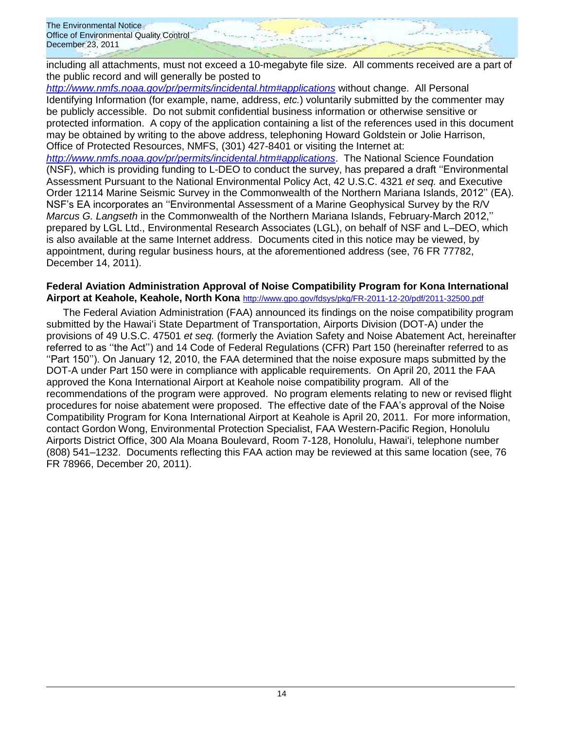including all attachments, must not exceed a 10-megabyte file size. All comments received are a part of the public record and will generally be posted to *http://www.nmfs.noaa.gov/pr/permits/incidental.htm#applications* without change. All Personal Identifying Information (for example, name, address, *etc.*) voluntarily submitted by the commenter may be publicly accessible. Do not submit confidential business information or otherwise sensitive or protected information. A copy of the application containing a list of the references used in this document may be obtained by writing to the above address, telephoning Howard Goldstein or Jolie Harrison, Office of Protected Resources, NMFS, (301) 427-8401 or visiting the Internet at: *http://www.nmfs.noaa.gov/pr/permits/incidental.htm#applications*. The National Science Foundation (NSF), which is providing funding to L-DEO to conduct the survey, has prepared a draft ''Environmental Assessment Pursuant to the National Environmental Policy Act, 42 U.S.C. 4321 *et seq.* and Executive Order 12114 Marine Seismic Survey in the Commonwealth of the Northern Mariana Islands, 2012'' (EA). NSF's EA incorporates an ''Environmental Assessment of a Marine Geophysical Survey by the R/V *Marcus G. Langseth* in the Commonwealth of the Northern Mariana Islands, February-March 2012,'' prepared by LGL Ltd., Environmental Research Associates (LGL), on behalf of NSF and L–DEO, which is also available at the same Internet address. Documents cited in this notice may be viewed, by appointment, during regular business hours, at the aforementioned address (see, 76 FR 77782, December 14, 2011).

**Federal Aviation Administration Approval of Noise Compatibility Program for Kona International Airport at Keahole, Keahole, North Kona** http://www.gpo.gov/fdsys/pkg/FR-2011-12-20/pdf/2011-32500.pdf

The Federal Aviation Administration (FAA) announced its findings on the noise compatibility program submitted by the Hawai'i State Department of Transportation, Airports Division (DOT-A) under the provisions of 49 U.S.C. 47501 *et seq.* (formerly the Aviation Safety and Noise Abatement Act, hereinafter referred to as ''the Act'') and 14 Code of Federal Regulations (CFR) Part 150 (hereinafter referred to as ''Part 150''). On January 12, 2010, the FAA determined that the noise exposure maps submitted by the DOT-A under Part 150 were in compliance with applicable requirements. On April 20, 2011 the FAA approved the Kona International Airport at Keahole noise compatibility program. All of the recommendations of the program were approved. No program elements relating to new or revised flight procedures for noise abatement were proposed. The effective date of the FAA's approval of the Noise Compatibility Program for Kona International Airport at Keahole is April 20, 2011. For more information, contact Gordon Wong, Environmental Protection Specialist, FAA Western-Pacific Region, Honolulu Airports District Office, 300 Ala Moana Boulevard, Room 7-128, Honolulu, Hawai'i, telephone number (808) 541–1232. Documents reflecting this FAA action may be reviewed at this same location (see, 76 FR 78966, December 20, 2011).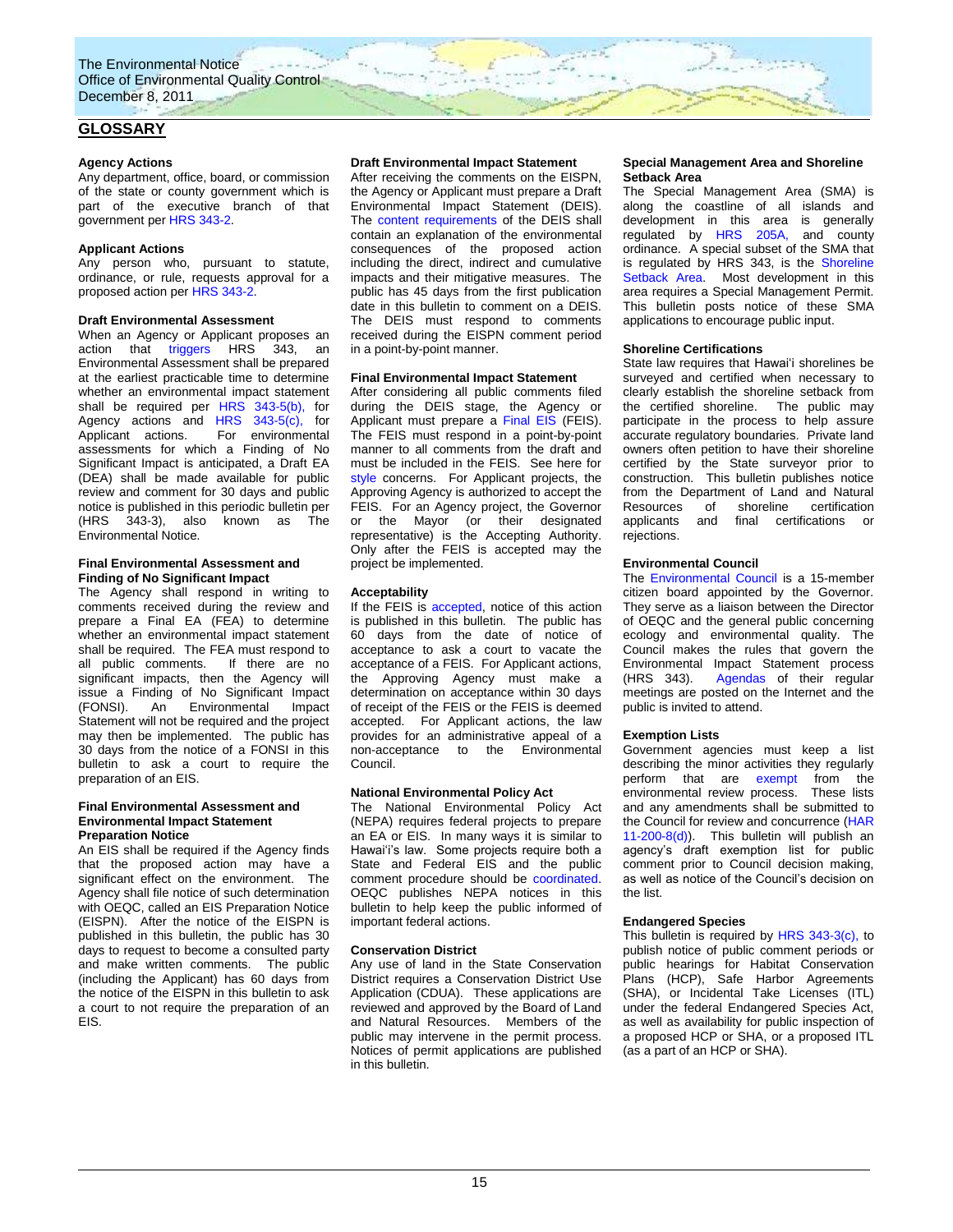## GLOSSARY

**Agency Actions**
Any department, office, board, or commission of the state or county government which is part of the executive branch of that government per HRS 343-2.

**Applicant Actions**
Any person who, pursuant to statute, ordinance, or rule, requests approval for a proposed action per HRS 343-2.

**Draft Environmental Assessment**
When an Agency or Applicant proposes an action that triggers HRS 343, an Environmental Assessment shall be prepared at the earliest practicable time to determine whether an environmental impact statement shall be required per HRS 343-5(b), for Agency actions and HRS 343-5(c), for Applicant actions. For environmental assessments for which a Finding of No Significant Impact is anticipated, a Draft EA (DEA) shall be made available for public review and comment for 30 days and public notice is published in this periodic bulletin per (HRS 343-3), also known as The Environmental Notice.

**Final Environmental Assessment and Finding of No Significant Impact**
The Agency shall respond in writing to comments received during the review and prepare a Final EA (FEA) to determine whether an environmental impact statement shall be required. The FEA must respond to all public comments. If there are no significant impacts, then the Agency will issue a Finding of No Significant Impact (FONSI). An Environmental Impact Statement will not be required and the project may then be implemented. The public has 30 days from the notice of a FONSI in this bulletin to ask a court to require the preparation of an EIS.

**Final Environmental Assessment and Environmental Impact Statement Preparation Notice**
An EIS shall be required if the Agency finds that the proposed action may have a significant effect on the environment. The Agency shall file notice of such determination with OEQC, called an EIS Preparation Notice (EISPN). After the notice of the EISPN is published in this bulletin, the public has 30 days to request to become a consulted party and make written comments. The public (including the Applicant) has 60 days from the notice of the EISPN in this bulletin to ask a court to not require the preparation of an EIS.

**Draft Environmental Impact Statement**
After receiving the comments on the EISPN, the Agency or Applicant must prepare a Draft Environmental Impact Statement (DEIS). The content requirements of the DEIS shall contain an explanation of the environmental consequences of the proposed action including the direct, indirect and cumulative impacts and their mitigative measures. The public has 45 days from the first publication date in this bulletin to comment on a DEIS. The DEIS must respond to comments received during the EISPN comment period in a point-by-point manner.

**Final Environmental Impact Statement**
After considering all public comments filed during the DEIS stage, the Agency or Applicant must prepare a Final EIS (FEIS). The FEIS must respond in a point-by-point manner to all comments from the draft and must be included in the FEIS. See here for style concerns. For Applicant projects, the Approving Agency is authorized to accept the FEIS. For an Agency project, the Governor or the Mayor (or their designated representative) is the Accepting Authority. Only after the FEIS is accepted may the project be implemented.

**Acceptability**
If the FEIS is accepted, notice of this action is published in this bulletin. The public has 60 days from the date of notice of acceptance to ask a court to vacate the acceptance of a FEIS. For Applicant actions, the Approving Agency must make a determination on acceptance within 30 days of receipt of the FEIS or the FEIS is deemed accepted. For Applicant actions, the law provides for an administrative appeal of a non-acceptance to the Environmental Council.

**National Environmental Policy Act**
The National Environmental Policy Act (NEPA) requires federal projects to prepare an EA or EIS. In many ways it is similar to Hawai'i's law. Some projects require both a State and Federal EIS and the public comment procedure should be coordinated. OEQC publishes NEPA notices in this bulletin to help keep the public informed of important federal actions.

**Conservation District**
Any use of land in the State Conservation District requires a Conservation District Use Application (CDUA). These applications are reviewed and approved by the Board of Land and Natural Resources. Members of the public may intervene in the permit process. Notices of permit applications are published in this bulletin.

**Special Management Area and Shoreline Setback Area**
The Special Management Area (SMA) is along the coastline of all islands and development in this area is generally regulated by HRS 205A, and county ordinance. A special subset of the SMA that is regulated by HRS 343, is the Shoreline Setback Area. Most development in this area requires a Special Management Permit. This bulletin posts notice of these SMA applications to encourage public input.

**Shoreline Certifications**
State law requires that Hawai'i shorelines be surveyed and certified when necessary to clearly establish the shoreline setback from the certified shoreline. The public may participate in the process to help assure accurate regulatory boundaries. Private land owners often petition to have their shoreline certified by the State surveyor prior to construction. This bulletin publishes notice from the Department of Land and Natural Resources of shoreline certification applicants and final certifications or rejections.

**Environmental Council**
The Environmental Council is a 15-member citizen board appointed by the Governor. They serve as a liaison between the Director of OEQC and the general public concerning ecology and environmental quality. The Council makes the rules that govern the Environmental Impact Statement process (HRS 343). Agendas of their regular meetings are posted on the Internet and the public is invited to attend.

**Exemption Lists**
Government agencies must keep a list describing the minor activities they regularly perform that are exempt from the environmental review process. These lists and any amendments shall be submitted to the Council for review and concurrence (HAR 11-200-8(d)). This bulletin will publish an agency's draft exemption list for public comment prior to Council decision making, as well as notice of the Council's decision on the list.

**Endangered Species**
This bulletin is required by HRS 343-3(c), to publish notice of public comment periods or public hearings for Habitat Conservation Plans (HCP), Safe Harbor Agreements (SHA), or Incidental Take Licenses (ITL) under the federal Endangered Species Act, as well as availability for public inspection of a proposed HCP or SHA, or a proposed ITL (as a part of an HCP or SHA).